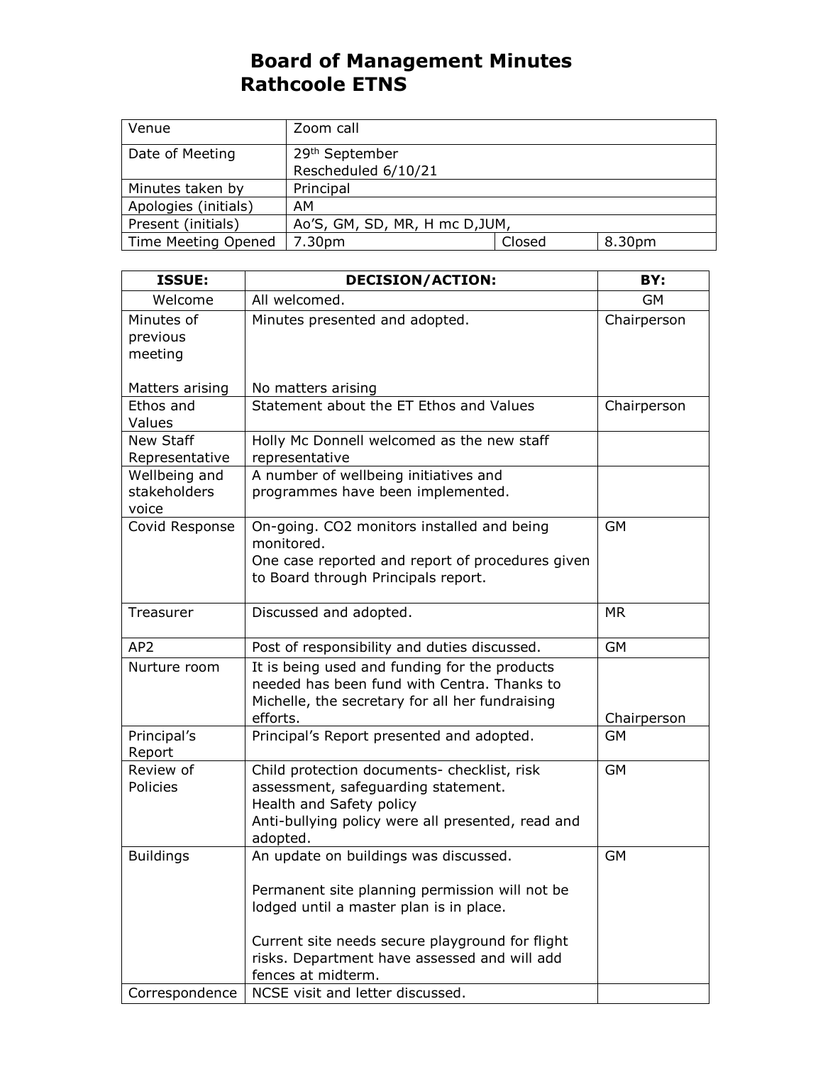# Board of Management Minutes
# Rathcoole ETNS

| Venue | Zoom call | | |
|---|---|---|---|
| Date of Meeting | 29th September<br>Rescheduled 6/10/21 | | |
| Minutes taken by | Principal | | |
| Apologies (initials) | AM | | |
| Present (initials) | Ao'S, GM, SD, MR, H mc D,JUM, | | |
| Time Meeting Opened | 7.30pm | Closed | 8.30pm |

| ISSUE: | DECISION/ACTION: | BY: |
|---|---|---|
| Welcome | All welcomed. | GM |
| Minutes of previous meeting<br><br>Matters arising | Minutes presented and adopted.<br><br>No matters arising | Chairperson |
| Ethos and Values | Statement about the ET Ethos and Values | Chairperson |
| New Staff Representative | Holly Mc Donnell welcomed as the new staff representative | |
| Wellbeing and stakeholders voice | A number of wellbeing initiatives and programmes have been implemented. | |
| Covid Response | On-going. $CO_2$ monitors installed and being monitored.<br>One case reported and report of procedures given to Board through Principals report. | GM |
| Treasurer | Discussed and adopted. | MR |
| AP2 | Post of responsibility and duties discussed. | GM |
| Nurture room | It is being used and funding for the products needed has been fund with Centra. Thanks to Michelle, the secretary for all her fundraising efforts. | Chairperson |
| Principal's Report | Principal's Report presented and adopted. | GM |
| Review of Policies | Child protection documents- checklist, risk assessment, safeguarding statement.<br>Health and Safety policy<br>Anti-bullying policy were all presented, read and adopted. | GM |
| Buildings | An update on buildings was discussed.<br><br>Permanent site planning permission will not be lodged until a master plan is in place.<br><br>Current site needs secure playground for flight risks. Department have assessed and will add fences at midterm. | GM |
| Correspondence | NCSE visit and letter discussed. | |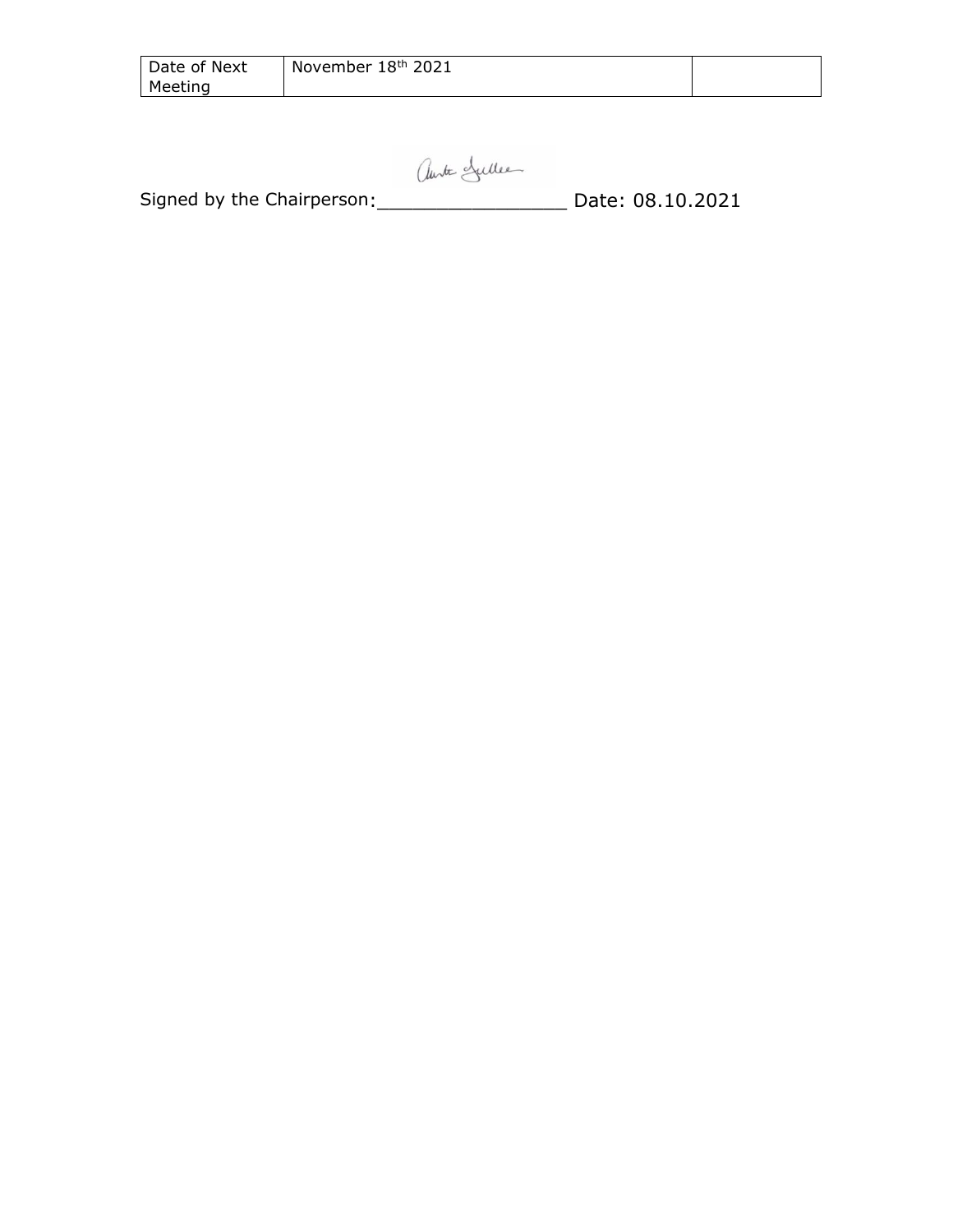| | | |
|---|---|---|
| Date of Next Meeting | November 18th 2021 | |

Signed by the Chairperson:\_\_\_\_\_\_\_\_\_\_\_\_\_\_\_\_\_ Date: 08.10.2021